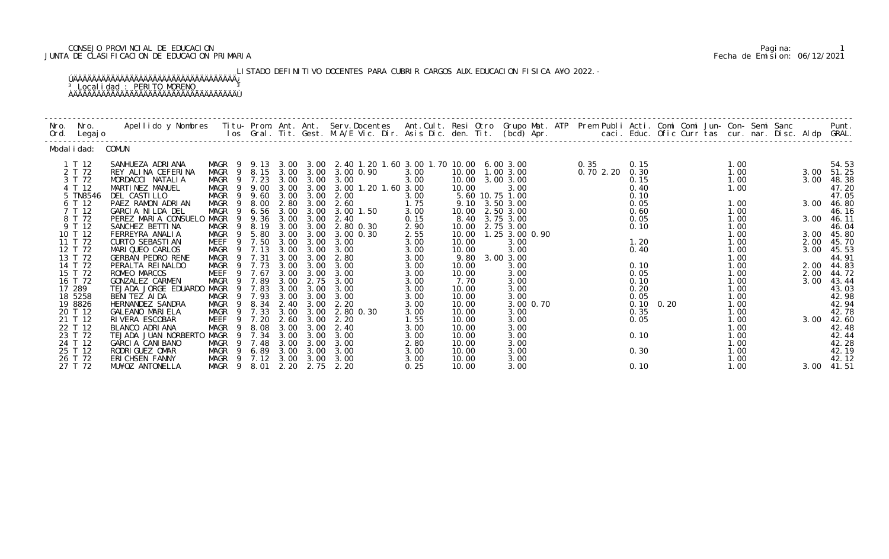CONSEJO PROVINCIAL DE EDUCACION
JUNTA DE CLASIFICACION DE EDUCACION PRIMARIA

Fecha de Emision: 06/12/2021

LISTADO DEFINITIVO DOCENTES PARA CUBRIR CARGOS AUX.EDUCACION FISICA A¥O 2022.-

Localidad : PERITO MORENO

Modalidad: COMUN

| Nro. Ord. | Nro. Legajo | Apellido y Nombres | Titu-los | Prom. Gral. | Ant. Tit. | Ant. Gest. | Serv.Docentes M.A/E Vic. Dir. | Ant.Cult. Asis Dic. | Resi den. | Otro Tit. | Grupo Mat. (bcd) | ATP Apr. | Prem | Publi caci. | Acti. Educ. | Comi Ofic | Comi Curr | Jun-tas | Con-cur. | Semi nar. | Sanc Disc. | Aldp | Punt. GRAL. |
|---|---|---|---|---|---|---|---|---|---|---|---|---|---|---|---|---|---|---|---|---|---|---|---|
| 1 | T 12 | SANHUEZA ADRIANA | MAGR 9 | 9.13 | 3.00 | 3.00 | 2.40 1.20 1.60 | 3.00 1.70 | 10.00 | | 6.00 3.00 | | 0.35 | | 0.15 | | | | 1.00 | | | | 54.53 |
| 2 | T 72 | REY ALINA CEFERINA | MAGR 9 | 8.15 | 3.00 | 3.00 | 3.00 0.90 | 3.00 | 10.00 | | 1.00 3.00 | | 0.70 | 2.20 | 0.30 | | | | 1.00 | | | 3.00 | 51.25 |
| 3 | T 72 | MORDACCI NATALIA | MAGR 9 | 7.23 | 3.00 | 3.00 | 3.00 | 3.00 | 10.00 | | 3.00 3.00 | | | | 0.15 | | | | 1.00 | | | 3.00 | 48.38 |
| 4 | T 12 | MARTINEZ MANUEL | MAGR 9 | 9.00 | 3.00 | 3.00 | 3.00 1.20 1.60 | 3.00 | 10.00 | | 3.00 | | | | 0.40 | | | | 1.00 | | | | 47.20 |
| 5 | TN8546 | DEL CASTILLO | MAGR 9 | 9.60 | 3.00 | 3.00 | 2.00 | 3.00 | 5.60 | 10.75 | 1.00 | | | | 0.10 | | | | | | | | 47.05 |
| 6 | T 12 | PAEZ RAMON ADRIAN | MAGR 9 | 8.00 | 2.80 | 3.00 | 2.60 | 1.75 | 9.10 | | 3.50 3.00 | | | | 0.05 | | | | 1.00 | | | 3.00 | 46.80 |
| 7 | T 12 | GARCIA NILDA DEL | MAGR 9 | 6.56 | 3.00 | 3.00 | 3.00 1.50 | 3.00 | 10.00 | | 2.50 3.00 | | | | 0.60 | | | | 1.00 | | | | 46.16 |
| 8 | T 72 | PEREZ MARIA CONSUELO | MAGR 9 | 9.36 | 3.00 | 3.00 | 2.40 | 0.15 | 8.40 | | 3.75 3.00 | | | | 0.05 | | | | 1.00 | | | 3.00 | 46.11 |
| 9 | T 12 | SANCHEZ BETTINA | MAGR 9 | 8.19 | 3.00 | 3.00 | 2.80 0.30 | 2.90 | 10.00 | | 2.75 3.00 | | | | 0.10 | | | | 1.00 | | | | 46.04 |
| 10 | T 12 | FERREYRA ANALIA | MAGR 9 | 5.80 | 3.00 | 3.00 | 3.00 0.30 | 2.55 | 10.00 | | 1.25 3.00 0.90 | | | | | | | | 1.00 | | | 3.00 | 45.80 |
| 11 | T 72 | CURTO SEBASTIAN | MEEF 9 | 7.50 | 3.00 | 3.00 | 3.00 | 3.00 | 10.00 | | 3.00 | | | | 1.20 | | | | 1.00 | | | 2.00 | 45.70 |
| 12 | T 72 | MARIQUEO CARLOS | MAGR 9 | 7.13 | 3.00 | 3.00 | 3.00 | 3.00 | 10.00 | | 3.00 | | | | 0.40 | | | | 1.00 | | | 3.00 | 45.53 |
| 13 | T 72 | GERBAN PEDRO RENE | MAGR 9 | 7.31 | 3.00 | 3.00 | 2.80 | 3.00 | 9.80 | | 3.00 3.00 | | | | | | | | 1.00 | | | | 44.91 |
| 14 | T 72 | PERALTA REINALDO | MAGR 9 | 7.73 | 3.00 | 3.00 | 3.00 | 3.00 | 10.00 | | 3.00 | | | | 0.10 | | | | 1.00 | | | 2.00 | 44.83 |
| 15 | T 72 | ROMEO MARCOS | MEEF 9 | 7.67 | 3.00 | 3.00 | 3.00 | 3.00 | 10.00 | | 3.00 | | | | 0.05 | | | | 1.00 | | | 2.00 | 44.72 |
| 16 | T 72 | GONZALEZ CARMEN | MAGR 9 | 7.89 | 3.00 | 2.75 | 3.00 | 3.00 | 7.70 | | 3.00 | | | | 0.10 | | | | 1.00 | | | 3.00 | 43.44 |
| 17 | 289 | TEJADA JORGE EDUARDO | MAGR 9 | 7.83 | 3.00 | 3.00 | 3.00 | 3.00 | 10.00 | | 3.00 | | | | 0.20 | | | | 1.00 | | | | 43.03 |
| 18 | 5258 | BENITEZ AIDA | MAGR 9 | 7.93 | 3.00 | 3.00 | 3.00 | 3.00 | 10.00 | | 3.00 | | | | 0.05 | | | | 1.00 | | | | 42.98 |
| 19 | 8826 | HERNANDEZ SANDRA | MAGR 9 | 8.34 | 2.40 | 3.00 | 2.20 | 3.00 | 10.00 | | 3.00 0.70 | | | | 0.10 | 0.20 | | | 1.00 | | | | 42.94 |
| 20 | T 12 | GALEANO MARIELA | MAGR 9 | 7.33 | 3.00 | 3.00 | 2.80 0.30 | 3.00 | 10.00 | | 3.00 | | | | 0.35 | | | | 1.00 | | | | 42.78 |
| 21 | T 12 | RIVERA ESCOBAR | MEEF 9 | 7.20 | 2.60 | 3.00 | 2.20 | 1.55 | 10.00 | | 3.00 | | | | 0.05 | | | | 1.00 | | | 3.00 | 42.60 |
| 22 | T 12 | BLANCO ADRIANA | MAGR 9 | 8.08 | 3.00 | 3.00 | 2.40 | 3.00 | 10.00 | | 3.00 | | | | | | | | 1.00 | | | | 42.48 |
| 23 | T 72 | TEJADA JUAN NORBERTO | MAGR 9 | 7.34 | 3.00 | 3.00 | 3.00 | 3.00 | 10.00 | | 3.00 | | | | 0.10 | | | | 1.00 | | | | 42.44 |
| 24 | T 12 | GARCIA CANIBANO | MAGR 9 | 7.48 | 3.00 | 3.00 | 3.00 | 2.80 | 10.00 | | 3.00 | | | | | | | | 1.00 | | | | 42.28 |
| 25 | T 12 | RODRIGUEZ OMAR | MAGR 9 | 6.89 | 3.00 | 3.00 | 3.00 | 3.00 | 10.00 | | 3.00 | | | | 0.30 | | | | 1.00 | | | | 42.19 |
| 26 | T 72 | ERICHSEN FANNY | MAGR 9 | 7.12 | 3.00 | 3.00 | 3.00 | 3.00 | 10.00 | | 3.00 | | | | | | | | 1.00 | | | | 42.12 |
| 27 | T 72 | MU¥OZ ANTONELLA | MAGR 9 | 8.01 | 2.20 | 2.75 | 2.20 | 0.25 | 10.00 | | 3.00 | | | | 0.10 | | | | 1.00 | | | 3.00 | 41.51 |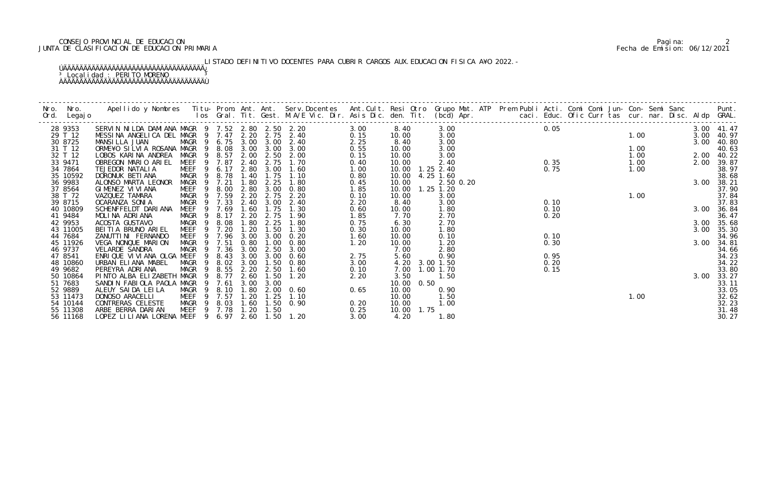CONSEJO PROVINCIAL DE EDUCACION
JUNTA DE CLASIFICACION DE EDUCACION PRIMARIA

LISTADO DEFINITIVO DOCENTES PARA CUBRIR CARGOS AUX.EDUCACION FISICA A¥O 2022.-

Localidad : PERITO MORENO

| Nro. Ord. | Nro. Legajo | Apellido y Nombres | Titu- los | Prom. Gral. | Ant. Tit. | Ant. Gest. | Serv.Docentes M.A/E Vic. Dir. | Ant.Cult. Asis Dic. | Resi den. | Otro Tit. | Grupo Mat. (bcd) | ATP Apr. | Prem Publi caci. | Acti. Educ. | Comi Ofic | Comi Curr | Jun- tas | Con- cur. | Semi nar. | Sanc Disc. | Aldp | Punt. GRAL. |
|---|---|---|---|---|---|---|---|---|---|---|---|---|---|---|---|---|---|---|---|---|---|---|
| 28 | 9353 | SERVIN NILDA DAMIANA | MAGR 9 | 7.52 | 2.80 | 2.50 | 2.20 | 3.00 | 8.40 | | 3.00 | | | 0.05 | | | | | | | 3.00 | 41.47 |
| 29 | T 12 | MESSINA ANGELICA DEL | MAGR 9 | 7.47 | 2.20 | 2.75 | 2.40 | 0.15 | 10.00 | | 3.00 | | | | | | | 1.00 | | | 3.00 | 40.97 |
| 30 | 8725 | MANSILLA JUAN | MAGR 9 | 6.75 | 3.00 | 3.00 | 2.40 | 2.25 | 8.40 | | 3.00 | | | | | | | | | | 3.00 | 40.80 |
| 31 | T 12 | ORME¥O SILVIA ROSANA | MAGR 9 | 8.08 | 3.00 | 3.00 | 3.00 | 0.55 | 10.00 | | 3.00 | | | | | | | 1.00 | | | | 40.63 |
| 32 | T 12 | LOBOS KARINA ANDREA | MAGR 9 | 8.57 | 2.00 | 2.50 | 2.00 | 0.15 | 10.00 | | 3.00 | | | | | | | 1.00 | | | 2.00 | 40.22 |
| 33 | 9471 | OBREGON MARIO ARIEL | MEEF 9 | 7.87 | 2.40 | 2.75 | 1.70 | 0.40 | 10.00 | | 2.40 | | | 0.35 | | | | 1.00 | | | 2.00 | 39.87 |
| 34 | 7864 | TEJEDOR NATALIA | MEEF 9 | 6.17 | 2.80 | 3.00 | 1.60 | 1.00 | 10.00 | 1.25 | 2.40 | | | 0.75 | | | | 1.00 | | | | 38.97 |
| 35 | 10592 | DORONUK BETIANA | MAGR 9 | 8.78 | 1.40 | 1.75 | 1.10 | 0.80 | 10.00 | 4.25 | 1.60 | | | | | | | | | | | 38.68 |
| 36 | 9983 | ALONSO MARTA LEONOR | MAGR 9 | 7.21 | 1.80 | 2.25 | 1.80 | 0.45 | 10.00 | | 2.50 | 0.20 | | | | | | | | | 3.00 | 38.21 |
| 37 | 8564 | GIMENEZ VIVIANA | MEEF 9 | 8.00 | 2.80 | 3.00 | 0.80 | 1.85 | 10.00 | 1.25 | 1.20 | | | | | | | | | | | 37.90 |
| 38 | T 72 | VAZQUEZ TAMARA | MAGR 9 | 7.59 | 2.20 | 2.75 | 2.20 | 0.10 | 10.00 | | 3.00 | | | | | | | 1.00 | | | | 37.84 |
| 39 | 8715 | OCARANZA SONIA | MAGR 9 | 7.33 | 2.40 | 3.00 | 2.40 | 2.20 | 8.40 | | 3.00 | | | 0.10 | | | | | | | | 37.83 |
| 40 | 10809 | SCHENFFELDT DARIANA | MEEF 9 | 7.69 | 1.60 | 1.75 | 1.30 | 0.60 | 10.00 | | 1.80 | | | 0.10 | | | | | | | 3.00 | 36.84 |
| 41 | 9484 | MOLINA ADRIANA | MAGR 9 | 8.17 | 2.20 | 2.75 | 1.90 | 1.85 | 7.70 | | 2.70 | | | 0.20 | | | | | | | | 36.47 |
| 42 | 9953 | ACOSTA GUSTAVO | MAGR 9 | 8.08 | 1.80 | 2.25 | 1.80 | 0.75 | 6.30 | | 2.70 | | | | | | | | | | 3.00 | 35.68 |
| 43 | 11005 | BEITIA BRUNO ARIEL | MEEF 9 | 7.20 | 1.20 | 1.50 | 1.30 | 0.30 | 10.00 | | 1.80 | | | | | | | | | | 3.00 | 35.30 |
| 44 | 7684 | ZANUTTINI FERNANDO | MEEF 9 | 7.96 | 3.00 | 3.00 | 0.20 | 1.60 | 10.00 | | 0.10 | | | 0.10 | | | | | | | | 34.96 |
| 45 | 11926 | VEGA NONQUE MARION | MAGR 9 | 7.51 | 0.80 | 1.00 | 0.80 | 1.20 | 10.00 | | 1.20 | | | 0.30 | | | | | | | 3.00 | 34.81 |
| 46 | 9737 | VELARDE SANDRA | MAGR 9 | 7.36 | 3.00 | 2.50 | 3.00 | | 7.00 | | 2.80 | | | | | | | | | | | 34.66 |
| 47 | 8541 | ENRIQUE VIVIANA OLGA | MEEF 9 | 8.43 | 3.00 | 3.00 | 0.60 | 2.75 | 5.60 | | 0.90 | | | 0.95 | | | | | | | | 34.23 |
| 48 | 10860 | URBAN ELIANA MABEL | MAGR 9 | 8.02 | 3.00 | 1.50 | 0.80 | 3.00 | 4.20 | 3.00 | 1.50 | | | 0.20 | | | | | | | | 34.22 |
| 49 | 9682 | PEREYRA ADRIANA | MAGR 9 | 8.55 | 2.20 | 2.50 | 1.60 | 0.10 | 7.00 | 1.00 | 1.70 | | | 0.15 | | | | | | | | 33.80 |
| 50 | 10864 | PINTO ALBA ELIZABETH | MAGR 9 | 8.77 | 2.60 | 1.50 | 1.20 | 2.20 | 3.50 | | 1.50 | | | | | | | | | | 3.00 | 33.27 |
| 51 | 7683 | SANDIN FABIOLA PAOLA | MAGR 9 | 7.61 | 3.00 | 3.00 | | | 10.00 | 0.50 | | | | | | | | | | | | 33.11 |
| 52 | 9889 | ALEUY SAIDA LEILA | MAGR 9 | 8.10 | 1.80 | 2.00 | 0.60 | 0.65 | 10.00 | | 0.90 | | | | | | | | | | | 33.05 |
| 53 | 11473 | DONOSO ARACELLI | MEEF 9 | 7.57 | 1.20 | 1.25 | 1.10 | | 10.00 | | 1.50 | | | | | | | 1.00 | | | | 32.62 |
| 54 | 10144 | CONTRERAS CELESTE | MAGR 9 | 8.03 | 1.60 | 1.50 | 0.90 | 0.20 | 10.00 | | 1.00 | | | | | | | | | | | 32.23 |
| 55 | 11308 | ARBE BERRA DARIAN | MEEF 9 | 7.78 | 1.20 | 1.50 | | 0.25 | 10.00 | 1.75 | | | | | | | | | | | | 31.48 |
| 56 | 11168 | LOPEZ LILIANA LORENA | MEEF 9 | 6.97 | 2.60 | 1.50 | 1.20 | 3.00 | 4.20 | | 1.80 | | | | | | | | | | | 30.27 |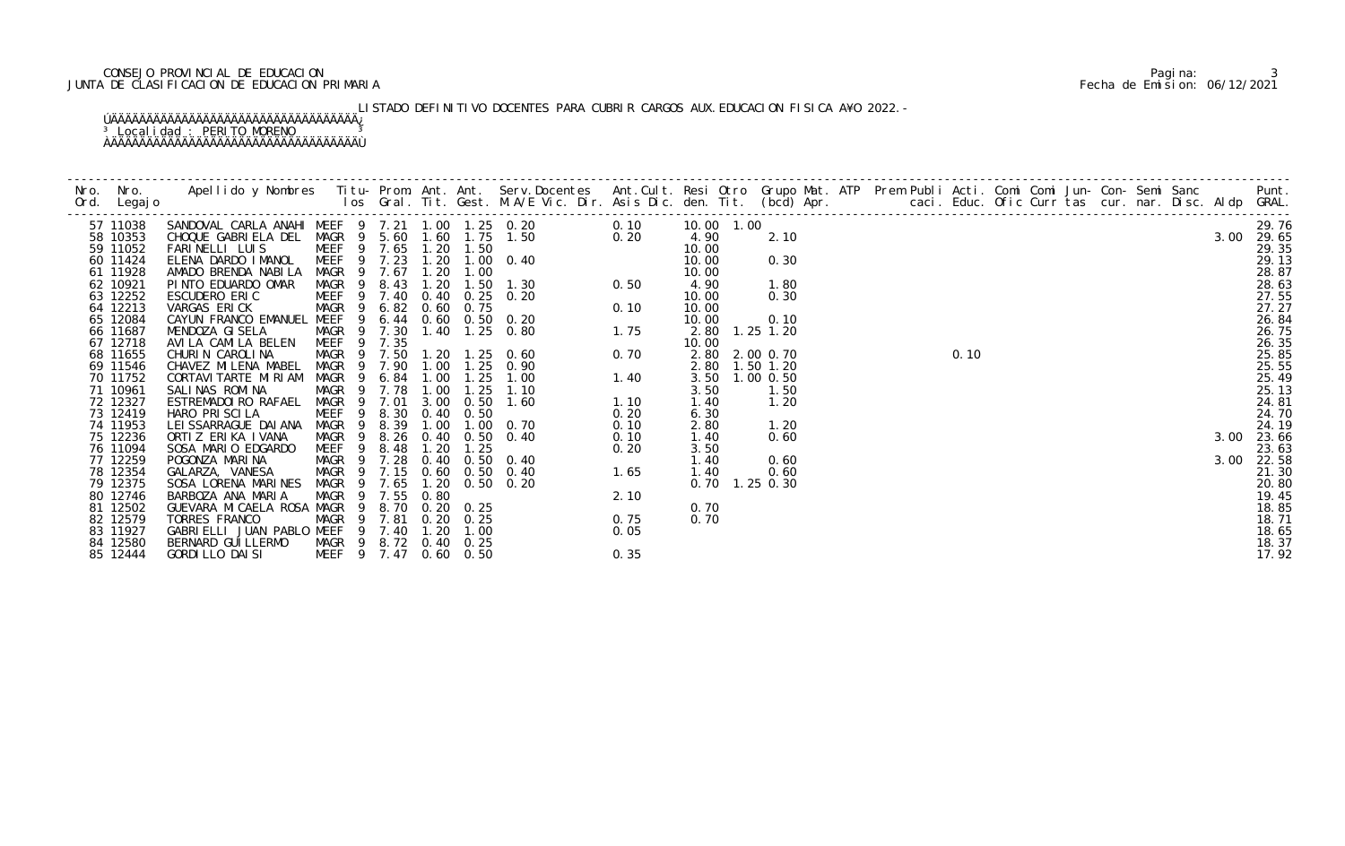CONSEJO PROVINCIAL DE EDUCACION
JUNTA DE CLASIFICACION DE EDUCACION PRIMARIA

Pagina: 3
Fecha de Emision: 06/12/2021

LISTADO DEFINITIVO DOCENTES PARA CUBRIR CARGOS AUX.EDUCACION FISICA AÑO 2022.-

Localidad : PERITO MORENO

| Nro. Ord. | Nro. Legajo | Apellido y Nombres | Titulos | Prom. Gral. | Ant. Tit. | Ant. Gest. | Serv.Docentes M.A/E Vic. Dir. | Ant.Cult. Asis Dic. | Resi den. | Otro Tit. | Grupo Mat. (bcd) | ATP Apr. | Prem caci. | Publi Educ. | Acti. Ofic | Comi Curr | Comi tas | Jun- cur. | Con- nar. | Semi Disc. | Sanc | Aldp | Punt. GRAL. |
|---|---|---|---|---|---|---|---|---|---|---|---|---|---|---|---|---|---|---|---|---|---|---|---|
| 57 | 11038 | SANDOVAL CARLA ANAHI | MEEF 9 | 7.21 | 1.00 | 1.25 | 0.20 | 0.10 | 10.00 | 1.00 | | | | | | | | | | | | | 29.76 |
| 58 | 10353 | CHOQUE GABRIELA DEL | MAGR 9 | 5.60 | 1.60 | 1.75 | 1.50 | 0.20 | 4.90 | | 2.10 | | | | | | | | | | | 3.00 | 29.65 |
| 59 | 11052 | FARINELLI LUIS | MEEF 9 | 7.65 | 1.20 | 1.50 | | | 10.00 | | | | | | | | | | | | | | 29.35 |
| 60 | 11424 | ELENA DARDO IMANOL | MEEF 9 | 7.23 | 1.20 | 1.00 | 0.40 | | 10.00 | | 0.30 | | | | | | | | | | | | 29.13 |
| 61 | 11928 | AMADO BRENDA NABILA | MAGR 9 | 7.67 | 1.20 | 1.00 | | | 10.00 | | | | | | | | | | | | | | 28.87 |
| 62 | 10921 | PINTO EDUARDO OMAR | MAGR 9 | 8.43 | 1.20 | 1.50 | 1.30 | 0.50 | 4.90 | | 1.80 | | | | | | | | | | | | 28.63 |
| 63 | 12252 | ESCUDERO ERIC | MEEF 9 | 7.40 | 0.40 | 0.25 | 0.20 | | 10.00 | | 0.30 | | | | | | | | | | | | 27.55 |
| 64 | 12213 | VARGAS ERICK | MAGR 9 | 6.82 | 0.60 | 0.75 | | 0.10 | 10.00 | | | | | | | | | | | | | | 27.27 |
| 65 | 12084 | CAYUN FRANCO EMANUEL | MEEF 9 | 6.44 | 0.60 | 0.50 | 0.20 | | 10.00 | | 0.10 | | | | | | | | | | | | 26.84 |
| 66 | 11687 | MENDOZA GISELA | MAGR 9 | 7.30 | 1.40 | 1.25 | 0.80 | 1.75 | 2.80 | 1.25 | 1.20 | | | | | | | | | | | | 26.75 |
| 67 | 12718 | AVILA CAMILA BELEN | MEEF 9 | 7.35 | | | | | 10.00 | | | | | | | | | | | | | | 26.35 |
| 68 | 11655 | CHURIN CAROLINA | MAGR 9 | 7.50 | 1.20 | 1.25 | 0.60 | 0.70 | 2.80 | 2.00 | 0.70 | | | | 0.10 | | | | | | | | 25.85 |
| 69 | 11546 | CHAVEZ MILENA MABEL | MAGR 9 | 7.90 | 1.00 | 1.25 | 0.90 | | 2.80 | 1.50 | 1.20 | | | | | | | | | | | | 25.55 |
| 70 | 11752 | CORTAVITARTE MIRIAM | MAGR 9 | 6.84 | 1.00 | 1.25 | 1.00 | 1.40 | 3.50 | 1.00 | 0.50 | | | | | | | | | | | | 25.49 |
| 71 | 10961 | SALINAS ROMINA | MAGR 9 | 7.78 | 1.00 | 1.25 | 1.10 | | 3.50 | | 1.50 | | | | | | | | | | | | 25.13 |
| 72 | 12327 | ESTREMADOIRO RAFAEL | MAGR 9 | 7.01 | 3.00 | 0.50 | 1.60 | 1.10 | 1.40 | | 1.20 | | | | | | | | | | | | 24.81 |
| 73 | 12419 | HARO PRISCILA | MEEF 9 | 8.30 | 0.40 | 0.50 | | 0.20 | 6.30 | | | | | | | | | | | | | | 24.70 |
| 74 | 11953 | LEISSARRAGUE DAIANA | MAGR 9 | 8.39 | 1.00 | 1.00 | 0.70 | 0.10 | 2.80 | | 1.20 | | | | | | | | | | | | 24.19 |
| 75 | 12236 | ORTIZ ERIKA IVANA | MAGR 9 | 8.26 | 0.40 | 0.50 | 0.40 | 0.10 | 1.40 | | 0.60 | | | | | | | | | | | 3.00 | 23.66 |
| 76 | 11094 | SOSA MARIO EDGARDO | MEEF 9 | 8.48 | 1.20 | 1.25 | | 0.20 | 3.50 | | | | | | | | | | | | | | 23.63 |
| 77 | 12259 | POGONZA MARINA | MAGR 9 | 7.28 | 0.40 | 0.50 | 0.40 | | 1.40 | | 0.60 | | | | | | | | | | | 3.00 | 22.58 |
| 78 | 12354 | GALARZA, VANESA | MAGR 9 | 7.15 | 0.60 | 0.50 | 0.40 | 1.65 | 1.40 | | 0.60 | | | | | | | | | | | | 21.30 |
| 79 | 12375 | SOSA LORENA MARINES | MAGR 9 | 7.65 | 1.20 | 0.50 | 0.20 | | 0.70 | 1.25 | 0.30 | | | | | | | | | | | | 20.80 |
| 80 | 12746 | BARBOZA ANA MARIA | MAGR 9 | 7.55 | 0.80 | | | 2.10 | | | | | | | | | | | | | | | 19.45 |
| 81 | 12502 | GUEVARA MICAELA ROSA | MAGR 9 | 8.70 | 0.20 | 0.25 | | | 0.70 | | | | | | | | | | | | | | 18.85 |
| 82 | 12579 | TORRES FRANCO | MAGR 9 | 7.81 | 0.20 | 0.25 | | 0.75 | 0.70 | | | | | | | | | | | | | | 18.71 |
| 83 | 11927 | GABRIELLI JUAN PABLO | MEEF 9 | 7.40 | 1.20 | 1.00 | | 0.05 | | | | | | | | | | | | | | | 18.65 |
| 84 | 12580 | BERNARD GUILLERMO | MAGR 9 | 8.72 | 0.40 | 0.25 | | | | | | | | | | | | | | | | | 18.37 |
| 85 | 12444 | GORDILLO DAISI | MEEF 9 | 7.47 | 0.60 | 0.50 | | 0.35 | | | | | | | | | | | | | | | 17.92 |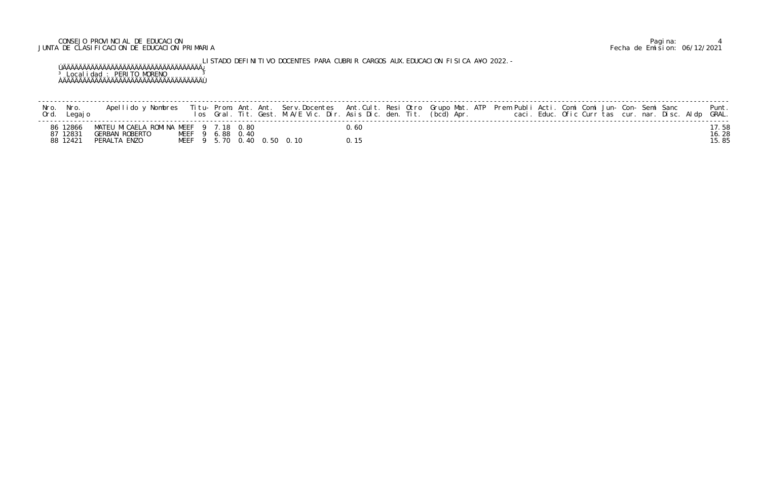CONSEJO PROVINCIAL DE EDUCACION
JUNTA DE CLASIFICACION DE EDUCACION PRIMARIA

LISTADO DEFINITIVO DOCENTES PARA CUBRIR CARGOS AUX.EDUCACION FISICA AÑO 2022.-

Localidad : PERITO MORENO

| Nro. Ord. | Nro. Legajo | Apellido y Nombres | Titu-los | Prom. Gral. | Ant. Tit. | Ant. Gest. | Serv.Docentes M/A/E Vic. | Dir. | Ant.Cult. Asis | Resi Dic. | Otro den. | Grupo Tit. | Mat. (bcd) | ATP Apr. | Prem | Publi caci. | Acti. Educ. | Comi Ofic | Comi Curr | Jun-tas | Con-cur. | Semi nar. | Sanc Disc. | Aldp | Punt. GRAL. |
|---|---|---|---|---|---|---|---|---|---|---|---|---|---|---|---|---|---|---|---|---|---|---|---|---|---|
| 86 | 12866 | MATEU MICAELA ROMINA | MEEF 9 | 7.18 | 0.80 | | | | 0.60 | | | | | | | | | | | | | | | | 17.58 |
| 87 | 12831 | GERBAN ROBERTO | MEEF 9 | 6.88 | 0.40 | | | | | | | | | | | | | | | | | | | | 16.28 |
| 88 | 12421 | PERALTA ENZO | MEEF 9 | 5.70 | 0.40 | 0.50 | 0.10 | | 0.15 | | | | | | | | | | | | | | | | 15.85 |